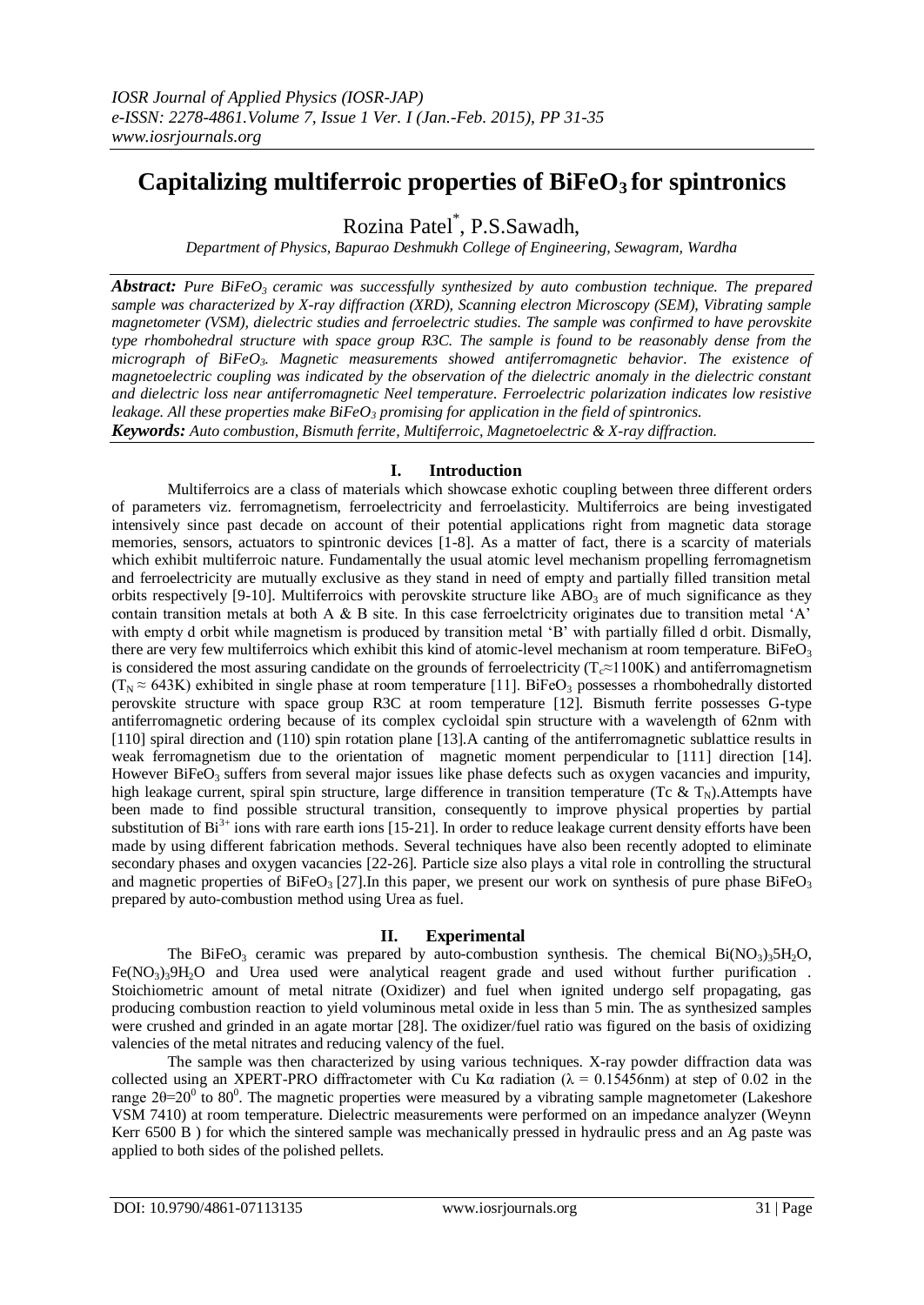# Capitalizing multiferroic properties of $BiFeO_3$ for spintronics

Rozina Patel*, P.S.Sawadh,

*Department of Physics, Bapurao Deshmukh College of Engineering, Sewagram, Wardha*

***Abstract:*** *Pure $BiFeO_3$ ceramic was successfully synthesized by auto combustion technique. The prepared sample was characterized by X-ray diffraction (XRD), Scanning electron Microscopy (SEM), Vibrating sample magnetometer (VSM), dielectric studies and ferroelectric studies. The sample was confirmed to have perovskite type rhombohedral structure with space group R3C. The sample is found to be reasonably dense from the micrograph of $BiFeO_3$. Magnetic measurements showed antiferromagnetic behavior. The existence of magnetoelectric coupling was indicated by the observation of the dielectric anomaly in the dielectric constant and dielectric loss near antiferromagnetic Neel temperature. Ferroelectric polarization indicates low resistive leakage. All these properties make $BiFeO_3$ promising for application in the field of spintronics.*

***Keywords:*** *Auto combustion, Bismuth ferrite, Multiferroic, Magnetoelectric & X-ray diffraction.*

## I. Introduction

Multiferroics are a class of materials which showcase exhotic coupling between three different orders of parameters viz. ferromagnetism, ferroelectricity and ferroelasticity. Multiferroics are being investigated intensively since past decade on account of their potential applications right from magnetic data storage memories, sensors, actuators to spintronic devices [1-8]. As a matter of fact, there is a scarcity of materials which exhibit multiferroic nature. Fundamentally the usual atomic level mechanism propelling ferromagnetism and ferroelectricity are mutually exclusive as they stand in need of empty and partially filled transition metal orbits respectively [9-10]. Multiferroics with perovskite structure like $ABO_3$ are of much significance as they contain transition metals at both A & B site. In this case ferroelctricity originates due to transition metal 'A' with empty d orbit while magnetism is produced by transition metal 'B' with partially filled d orbit. Dismally, there are very few multiferroics which exhibit this kind of atomic-level mechanism at room temperature. $BiFeO_3$ is considered the most assuring candidate on the grounds of ferroelectricity ($T_c \approx 1100K$) and antiferromagnetism ($T_N \approx 643K$) exhibited in single phase at room temperature [11]. $BiFeO_3$ possesses a rhombohedrally distorted perovskite structure with space group R3C at room temperature [12]. Bismuth ferrite possesses G-type antiferromagnetic ordering because of its complex cycloidal spin structure with a wavelength of 62nm with [110] spiral direction and (110) spin rotation plane [13].A canting of the antiferromagnetic sublattice results in weak ferromagnetism due to the orientation of magnetic moment perpendicular to [111] direction [14]. However $BiFeO_3$ suffers from several major issues like phase defects such as oxygen vacancies and impurity, high leakage current, spiral spin structure, large difference in transition temperature (Tc & $T_N$).Attempts have been made to find possible structural transition, consequently to improve physical properties by partial substitution of $Bi^{3+}$ ions with rare earth ions [15-21]. In order to reduce leakage current density efforts have been made by using different fabrication methods. Several techniques have also been recently adopted to eliminate secondary phases and oxygen vacancies [22-26]. Particle size also plays a vital role in controlling the structural and magnetic properties of $BiFeO_3$ [27].In this paper, we present our work on synthesis of pure phase $BiFeO_3$ prepared by auto-combustion method using Urea as fuel.

## II. Experimental

The $BiFeO_3$ ceramic was prepared by auto-combustion synthesis. The chemical $Bi(NO_3)_35H_2O$, $Fe(NO_3)_39H_2O$ and Urea used were analytical reagent grade and used without further purification . Stoichiometric amount of metal nitrate (Oxidizer) and fuel when ignited undergo self propagating, gas producing combustion reaction to yield voluminous metal oxide in less than 5 min. The as synthesized samples were crushed and grinded in an agate mortar [28]. The oxidizer/fuel ratio was figured on the basis of oxidizing valencies of the metal nitrates and reducing valency of the fuel.

The sample was then characterized by using various techniques. X-ray powder diffraction data was collected using an XPERT-PRO diffractometer with Cu Kα radiation ($\lambda$ = 0.15456nm) at step of 0.02 in the range $2\theta=20^0$ to $80^0$. The magnetic properties were measured by a vibrating sample magnetometer (Lakeshore VSM 7410) at room temperature. Dielectric measurements were performed on an impedance analyzer (Weynn Kerr 6500 B ) for which the sintered sample was mechanically pressed in hydraulic press and an Ag paste was applied to both sides of the polished pellets.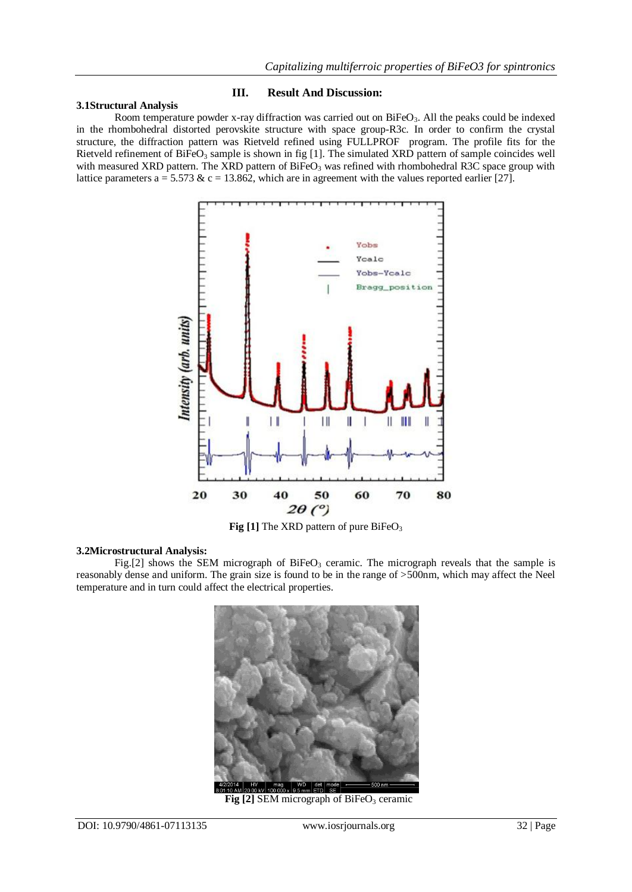## III. Result And Discussion:

### 3.1Structural Analysis

Room temperature powder x-ray diffraction was carried out on $BiFeO_3$. All the peaks could be indexed in the rhombohedral distorted perovskite structure with space group-R3c. In order to confirm the crystal structure, the diffraction pattern was Rietveld refined using FULLPROF program. The profile fits for the Rietveld refinement of $BiFeO_3$ sample is shown in fig [1]. The simulated XRD pattern of sample coincides well with measured XRD pattern. The XRD pattern of $BiFeO_3$ was refined with rhombohedral R3C space group with lattice parameters a = 5.573 & c = 13.862, which are in agreement with the values reported earlier [27].

**Fig [1]** The XRD pattern of pure $BiFeO_3$

### 3.2Microstructural Analysis:

Fig.[2] shows the SEM micrograph of $BiFeO_3$ ceramic. The micrograph reveals that the sample is reasonably dense and uniform. The grain size is found to be in the range of >500nm, which may affect the Neel temperature and in turn could affect the electrical properties.

**Fig [2]** SEM micrograph of $BiFeO_3$ ceramic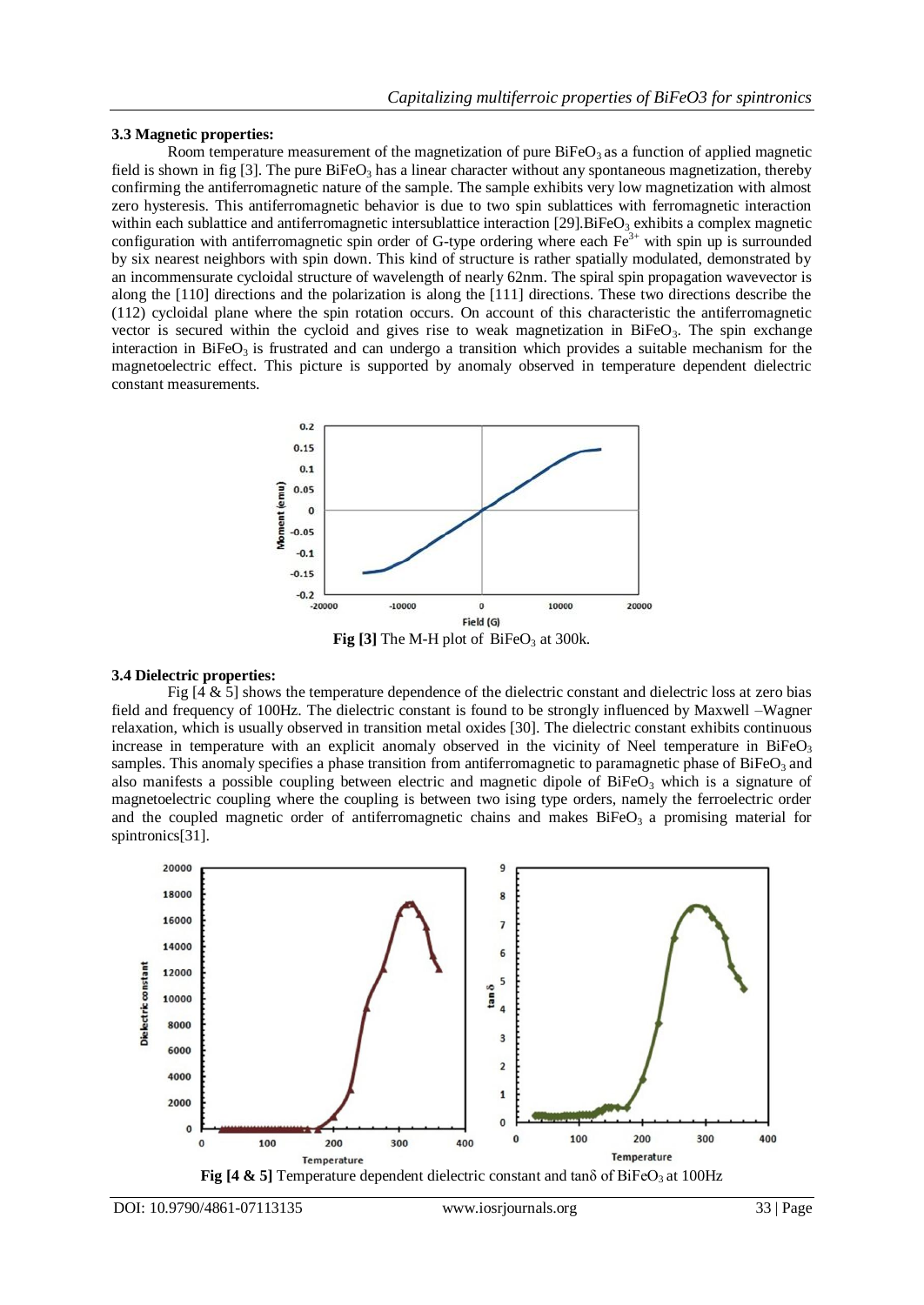### 3.3 Magnetic properties:

Room temperature measurement of the magnetization of pure $BiFeO_3$ as a function of applied magnetic field is shown in fig [3]. The pure $BiFeO_3$ has a linear character without any spontaneous magnetization, thereby confirming the antiferromagnetic nature of the sample. The sample exhibits very low magnetization with almost zero hysteresis. This antiferromagnetic behavior is due to two spin sublattices with ferromagnetic interaction within each sublattice and antiferromagnetic intersublattice interaction [29].$BiFeO_3$ exhibits a complex magnetic configuration with antiferromagnetic spin order of G-type ordering where each $Fe^{3+}$ with spin up is surrounded by six nearest neighbors with spin down. This kind of structure is rather spatially modulated, demonstrated by an incommensurate cycloidal structure of wavelength of nearly 62nm. The spiral spin propagation wavevector is along the [110] directions and the polarization is along the [111] directions. These two directions describe the (112) cycloidal plane where the spin rotation occurs. On account of this characteristic the antiferromagnetic vector is secured within the cycloid and gives rise to weak magnetization in $BiFeO_3$. The spin exchange interaction in $BiFeO_3$ is frustrated and can undergo a transition which provides a suitable mechanism for the magnetoelectric effect. This picture is supported by anomaly observed in temperature dependent dielectric constant measurements.

**Fig [3]** The M-H plot of $BiFeO_3$ at 300k.

### 3.4 Dielectric properties:

Fig [4 & 5] shows the temperature dependence of the dielectric constant and dielectric loss at zero bias field and frequency of 100Hz. The dielectric constant is found to be strongly influenced by Maxwell –Wagner relaxation, which is usually observed in transition metal oxides [30]. The dielectric constant exhibits continuous increase in temperature with an explicit anomaly observed in the vicinity of Neel temperature in $BiFeO_3$ samples. This anomaly specifies a phase transition from antiferromagnetic to paramagnetic phase of $BiFeO_3$ and also manifests a possible coupling between electric and magnetic dipole of $BiFeO_3$ which is a signature of magnetoelectric coupling where the coupling is between two ising type orders, namely the ferroelectric order and the coupled magnetic order of antiferromagnetic chains and makes $BiFeO_3$ a promising material for spintronics[31].

**Fig [4 & 5]** Temperature dependent dielectric constant and tanδ of $BiFeO_3$ at 100Hz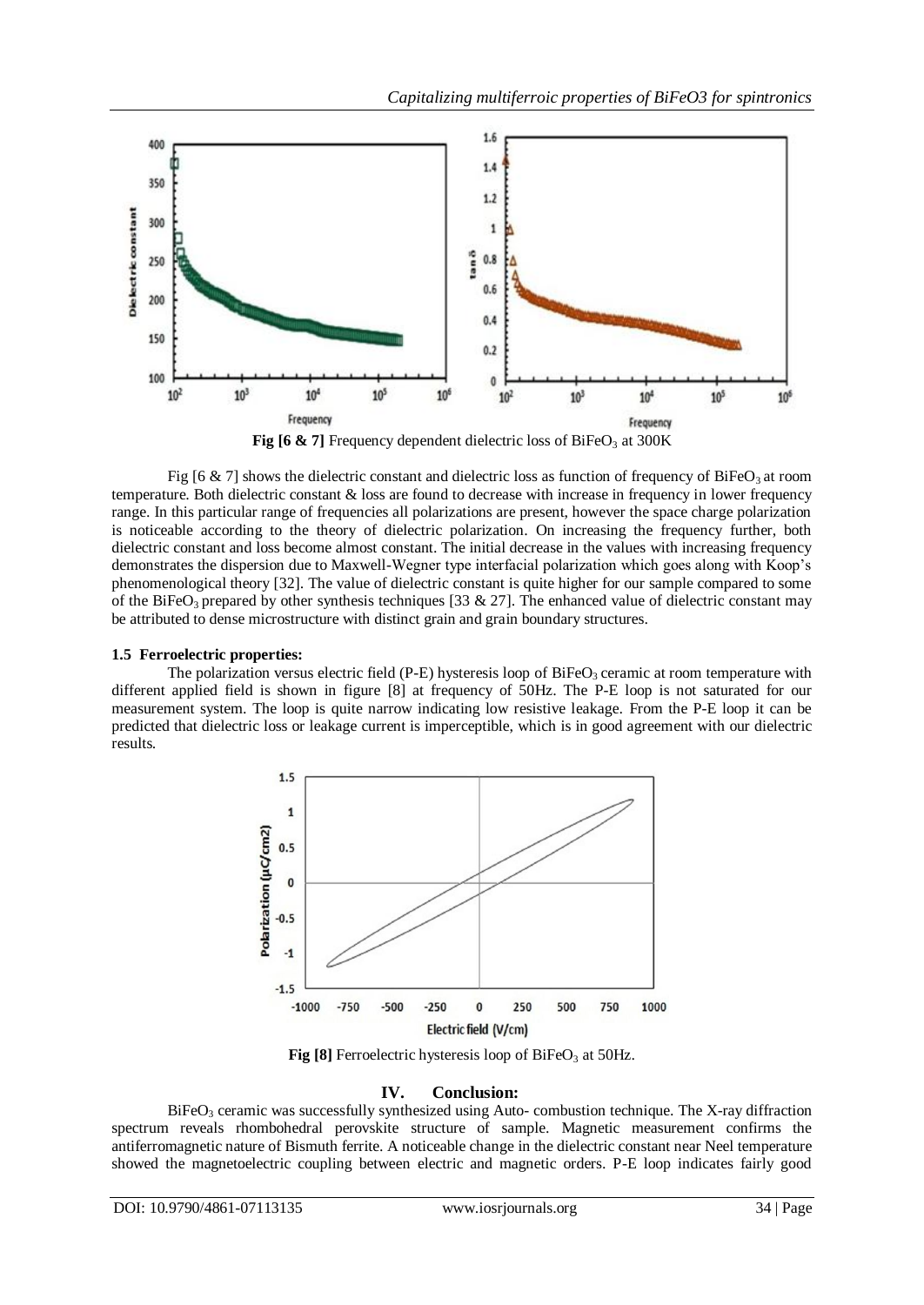**Fig [6 & 7]** Frequency dependent dielectric loss of $BiFeO_3$ at 300K

Fig [6 & 7] shows the dielectric constant and dielectric loss as function of frequency of $BiFeO_3$ at room temperature. Both dielectric constant & loss are found to decrease with increase in frequency in lower frequency range. In this particular range of frequencies all polarizations are present, however the space charge polarization is noticeable according to the theory of dielectric polarization. On increasing the frequency further, both dielectric constant and loss become almost constant. The initial decrease in the values with increasing frequency demonstrates the dispersion due to Maxwell-Wegner type interfacial polarization which goes along with Koop's phenomenological theory [32]. The value of dielectric constant is quite higher for our sample compared to some of the $BiFeO_3$ prepared by other synthesis techniques [33 & 27]. The enhanced value of dielectric constant may be attributed to dense microstructure with distinct grain and grain boundary structures.

### 1.5 Ferroelectric properties:

The polarization versus electric field (P-E) hysteresis loop of $BiFeO_3$ ceramic at room temperature with different applied field is shown in figure [8] at frequency of 50Hz. The P-E loop is not saturated for our measurement system. The loop is quite narrow indicating low resistive leakage. From the P-E loop it can be predicted that dielectric loss or leakage current is imperceptible, which is in good agreement with our dielectric results.

**Fig [8]** Ferroelectric hysteresis loop of $BiFeO_3$ at 50Hz.

## IV. Conclusion:

$BiFeO_3$ ceramic was successfully synthesized using Auto- combustion technique. The X-ray diffraction spectrum reveals rhombohedral perovskite structure of sample. Magnetic measurement confirms the antiferromagnetic nature of Bismuth ferrite. A noticeable change in the dielectric constant near Neel temperature showed the magnetoelectric coupling between electric and magnetic orders. P-E loop indicates fairly good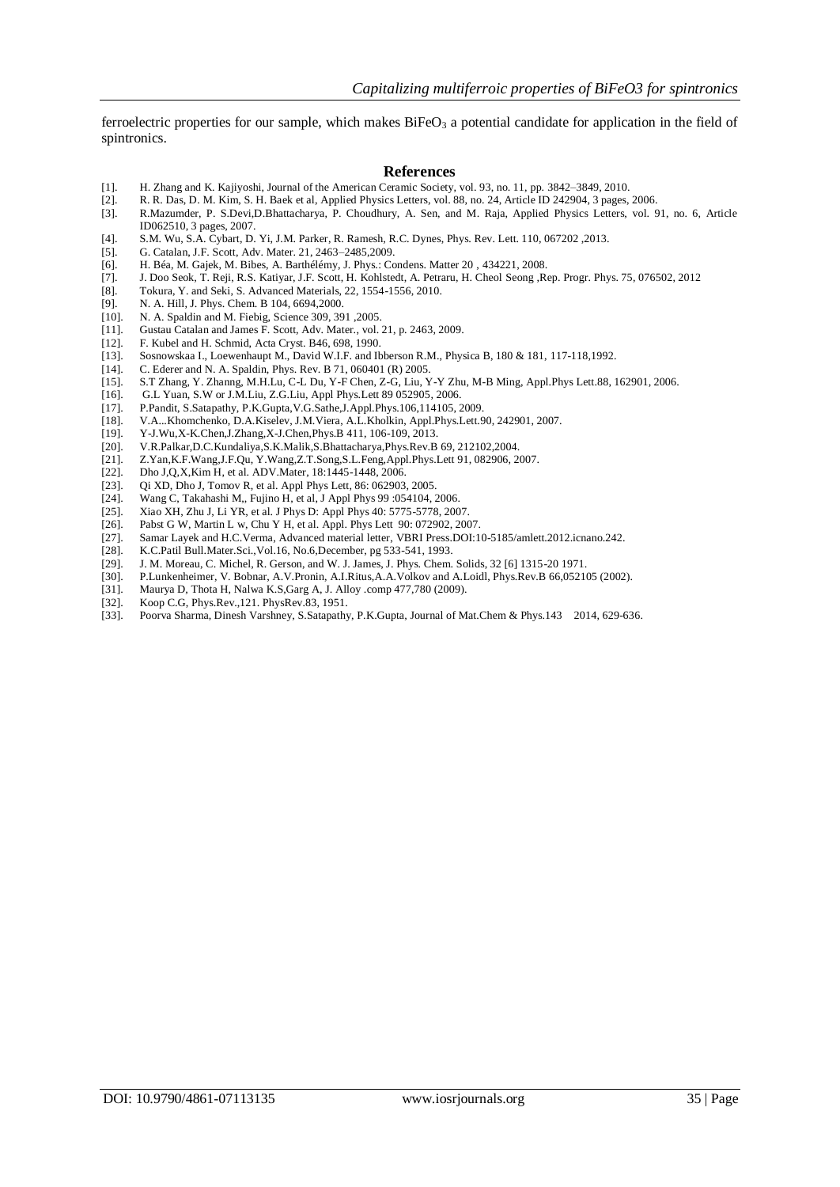ferroelectric properties for our sample, which makes $BiFeO_3$ a potential candidate for application in the field of spintronics.

## References

[1]. H. Zhang and K. Kajiyoshi, Journal of the American Ceramic Society, vol. 93, no. 11, pp. 3842–3849, 2010.
[2]. R. R. Das, D. M. Kim, S. H. Baek et al, Applied Physics Letters, vol. 88, no. 24, Article ID 242904, 3 pages, 2006.
[3]. R.Mazumder, P. S.Devi,D.Bhattacharya, P. Choudhury, A. Sen, and M. Raja, Applied Physics Letters, vol. 91, no. 6, Article ID062510, 3 pages, 2007.
[4]. S.M. Wu, S.A. Cybart, D. Yi, J.M. Parker, R. Ramesh, R.C. Dynes, Phys. Rev. Lett. 110, 067202 ,2013.
[5]. G. Catalan, J.F. Scott, Adv. Mater. 21, 2463–2485,2009.
[6]. H. Béa, M. Gajek, M. Bibes, A. Barthélémy, J. Phys.: Condens. Matter 20 , 434221, 2008.
[7]. J. Doo Seok, T. Reji, R.S. Katiyar, J.F. Scott, H. Kohlstedt, A. Petraru, H. Cheol Seong ,Rep. Progr. Phys. 75, 076502, 2012
[8]. Tokura, Y. and Seki, S. Advanced Materials, 22, 1554-1556, 2010.
[9]. N. A. Hill, J. Phys. Chem. B 104, 6694,2000.
[10]. N. A. Spaldin and M. Fiebig, Science 309, 391 ,2005.
[11]. Gustau Catalan and James F. Scott, Adv. Mater., vol. 21, p. 2463, 2009.
[12]. F. Kubel and H. Schmid, Acta Cryst. B46, 698, 1990.
[13]. Sosnowskaa I., Loewenhaupt M., David W.I.F. and Ibberson R.M., Physica B, 180 & 181, 117-118,1992.
[14]. C. Ederer and N. A. Spaldin, Phys. Rev. B 71, 060401 (R) 2005.
[15]. S.T Zhang, Y. Zhanng, M.H.Lu, C-L Du, Y-F Chen, Z-G, Liu, Y-Y Zhu, M-B Ming, Appl.Phys Lett.88, 162901, 2006.
[16]. G.L Yuan, S.W or J.M.Liu, Z.G.Liu, Appl Phys.Lett 89 052905, 2006.
[17]. P.Pandit, S.Satapathy, P.K.Gupta,V.G.Sathe,J.Appl.Phys.106,114105, 2009.
[18]. V.A...Khomchenko, D.A.Kiselev, J.M.Viera, A.L.Kholkin, Appl.Phys.Lett.90, 242901, 2007.
[19]. Y-J.Wu,X-K.Chen,J.Zhang,X-J.Chen,Phys.B 411, 106-109, 2013.
[20]. V.R.Palkar,D.C.Kundaliya,S.K.Malik,S.Bhattacharya,Phys.Rev.B 69, 212102,2004.
[21]. Z.Yan,K.F.Wang,J.F.Qu, Y.Wang,Z.T.Song,S.L.Feng,Appl.Phys.Lett 91, 082906, 2007.
[22]. Dho J,Q,X,Kim H, et al. ADV.Mater, 18:1445-1448, 2006.
[23]. Qi XD, Dho J, Tomov R, et al. Appl Phys Lett, 86: 062903, 2005.
[24]. Wang C, Takahashi M,, Fujino H, et al, J Appl Phys 99 :054104, 2006.
[25]. Xiao XH, Zhu J, Li YR, et al. J Phys D: Appl Phys 40: 5775-5778, 2007.
[26]. Pabst G W, Martin L w, Chu Y H, et al. Appl. Phys Lett 90: 072902, 2007.
[27]. Samar Layek and H.C.Verma, Advanced material letter, VBRI Press.DOI:10-5185/amlett.2012.icnano.242.
[28]. K.C.Patil Bull.Mater.Sci.,Vol.16, No.6,December, pg 533-541, 1993.
[29]. J. M. Moreau, C. Michel, R. Gerson, and W. J. James, J. Phys. Chem. Solids, 32 [6] 1315-20 1971.
[30]. P.Lunkenheimer, V. Bobnar, A.V.Pronin, A.I.Ritus,A.A.Volkov and A.Loidl, Phys.Rev.B 66,052105 (2002).
[31]. Maurya D, Thota H, Nalwa K.S,Garg A, J. Alloy .comp 477,780 (2009).
[32]. Koop C.G, Phys.Rev.,121. PhysRev.83, 1951.
[33]. Poorva Sharma, Dinesh Varshney, S.Satapathy, P.K.Gupta, Journal of Mat.Chem & Phys.143 2014, 629-636.